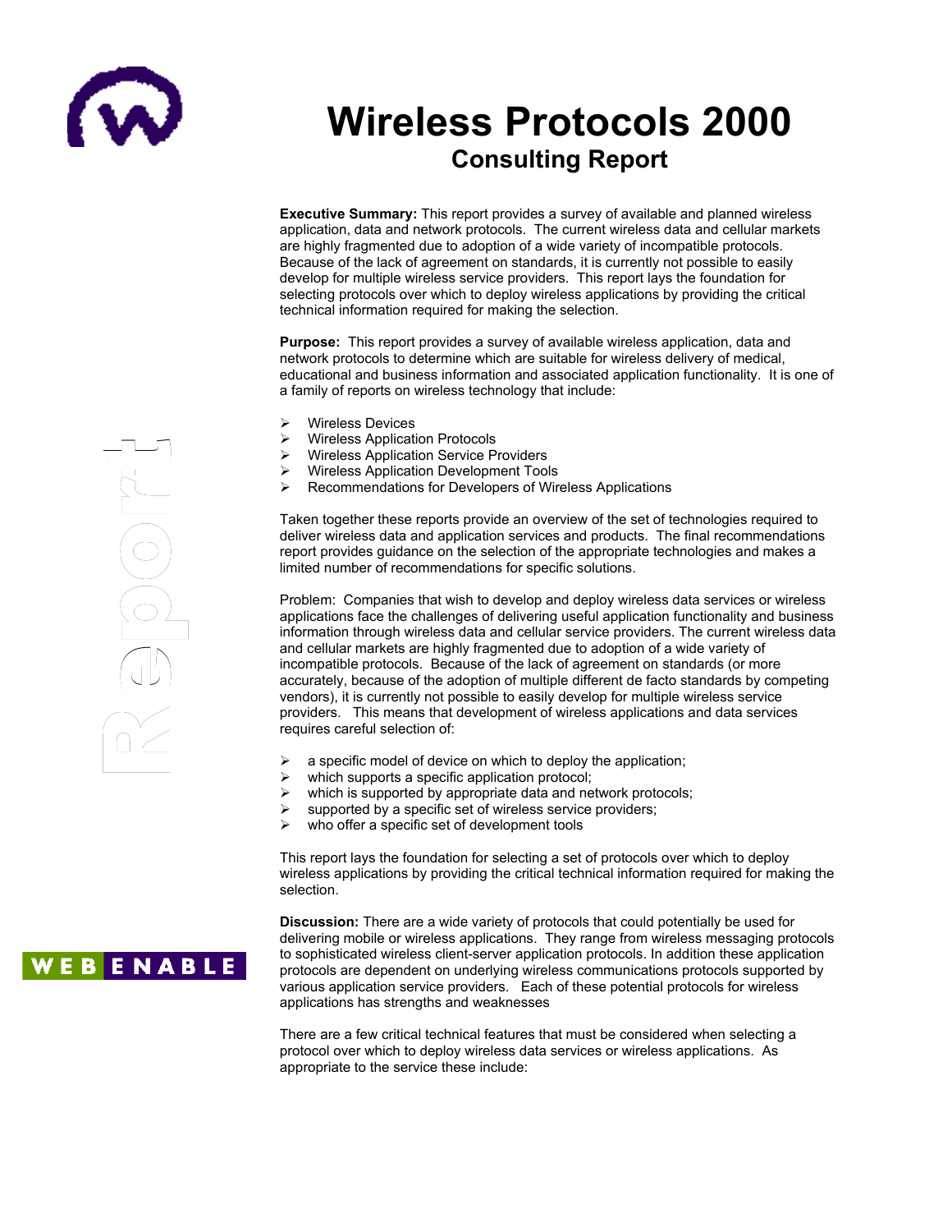# Wireless Protocols 2000

## Consulting Report

**Executive Summary:** This report provides a survey of available and planned wireless application, data and network protocols. The current wireless data and cellular markets are highly fragmented due to adoption of a wide variety of incompatible protocols. Because of the lack of agreement on standards, it is currently not possible to easily develop for multiple wireless service providers. This report lays the foundation for selecting protocols over which to deploy wireless applications by providing the critical technical information required for making the selection.

**Purpose:** This report provides a survey of available wireless application, data and network protocols to determine which are suitable for wireless delivery of medical, educational and business information and associated application functionality. It is one of a family of reports on wireless technology that include:

- Wireless Devices
- Wireless Application Protocols
- Wireless Application Service Providers
- Wireless Application Development Tools
- Recommendations for Developers of Wireless Applications

Taken together these reports provide an overview of the set of technologies required to deliver wireless data and application services and products. The final recommendations report provides guidance on the selection of the appropriate technologies and makes a limited number of recommendations for specific solutions.

Problem: Companies that wish to develop and deploy wireless data services or wireless applications face the challenges of delivering useful application functionality and business information through wireless data and cellular service providers. The current wireless data and cellular markets are highly fragmented due to adoption of a wide variety of incompatible protocols. Because of the lack of agreement on standards (or more accurately, because of the adoption of multiple different de facto standards by competing vendors), it is currently not possible to easily develop for multiple wireless service providers. This means that development of wireless applications and data services requires careful selection of:

- a specific model of device on which to deploy the application;
- which supports a specific application protocol;
- which is supported by appropriate data and network protocols;
- supported by a specific set of wireless service providers;
- who offer a specific set of development tools

This report lays the foundation for selecting a set of protocols over which to deploy wireless applications by providing the critical technical information required for making the selection.

**Discussion:** There are a wide variety of protocols that could potentially be used for delivering mobile or wireless applications. They range from wireless messaging protocols to sophisticated wireless client-server application protocols. In addition these application protocols are dependent on underlying wireless communications protocols supported by various application service providers. Each of these potential protocols for wireless applications has strengths and weaknesses

There are a few critical technical features that must be considered when selecting a protocol over which to deploy wireless data services or wireless applications. As appropriate to the service these include: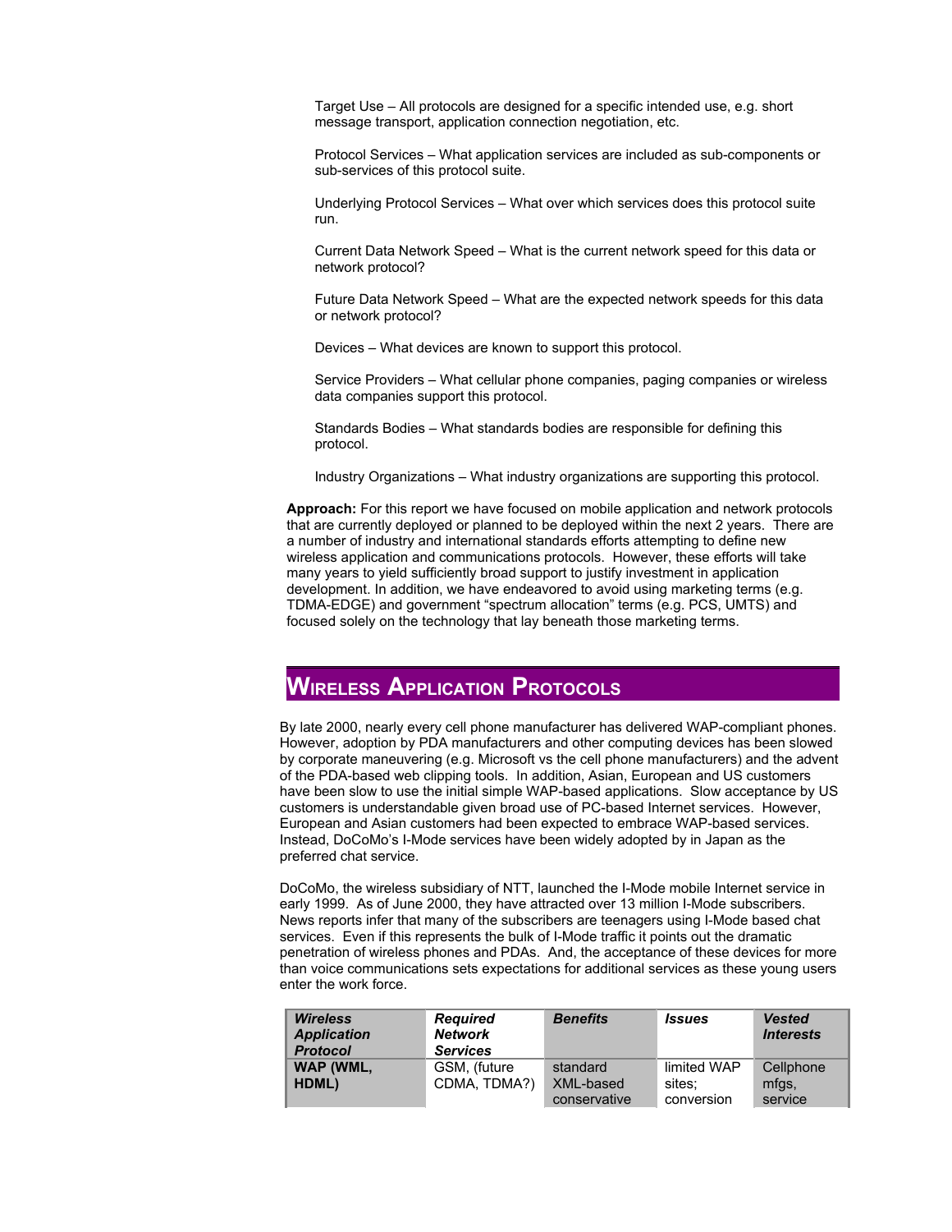Target Use – All protocols are designed for a specific intended use, e.g. short message transport, application connection negotiation, etc.

Protocol Services – What application services are included as sub-components or sub-services of this protocol suite.

Underlying Protocol Services – What over which services does this protocol suite run.

Current Data Network Speed – What is the current network speed for this data or network protocol?

Future Data Network Speed – What are the expected network speeds for this data or network protocol?

Devices – What devices are known to support this protocol.

Service Providers – What cellular phone companies, paging companies or wireless data companies support this protocol.

Standards Bodies – What standards bodies are responsible for defining this protocol.

Industry Organizations – What industry organizations are supporting this protocol.

**Approach:** For this report we have focused on mobile application and network protocols that are currently deployed or planned to be deployed within the next 2 years. There are a number of industry and international standards efforts attempting to define new wireless application and communications protocols. However, these efforts will take many years to yield sufficiently broad support to justify investment in application development. In addition, we have endeavored to avoid using marketing terms (e.g. TDMA-EDGE) and government "spectrum allocation" terms (e.g. PCS, UMTS) and focused solely on the technology that lay beneath those marketing terms.

# Wireless Application Protocols

By late 2000, nearly every cell phone manufacturer has delivered WAP-compliant phones. However, adoption by PDA manufacturers and other computing devices has been slowed by corporate maneuvering (e.g. Microsoft vs the cell phone manufacturers) and the advent of the PDA-based web clipping tools. In addition, Asian, European and US customers have been slow to use the initial simple WAP-based applications. Slow acceptance by US customers is understandable given broad use of PC-based Internet services. However, European and Asian customers had been expected to embrace WAP-based services. Instead, DoCoMo's I-Mode services have been widely adopted by in Japan as the preferred chat service.

DoCoMo, the wireless subsidiary of NTT, launched the I-Mode mobile Internet service in early 1999. As of June 2000, they have attracted over 13 million I-Mode subscribers. News reports infer that many of the subscribers are teenagers using I-Mode based chat services. Even if this represents the bulk of I-Mode traffic it points out the dramatic penetration of wireless phones and PDAs. And, the acceptance of these devices for more than voice communications sets expectations for additional services as these young users enter the work force.

| *Wireless Application Protocol* | *Required Network Services* | *Benefits* | *Issues* | *Vested Interests* |
|---|---|---|---|---|
| **WAP (WML, HDML)** | GSM, (future CDMA, TDMA?) | standard XML-based conservative | limited WAP sites; conversion | Cellphone mfgs, service |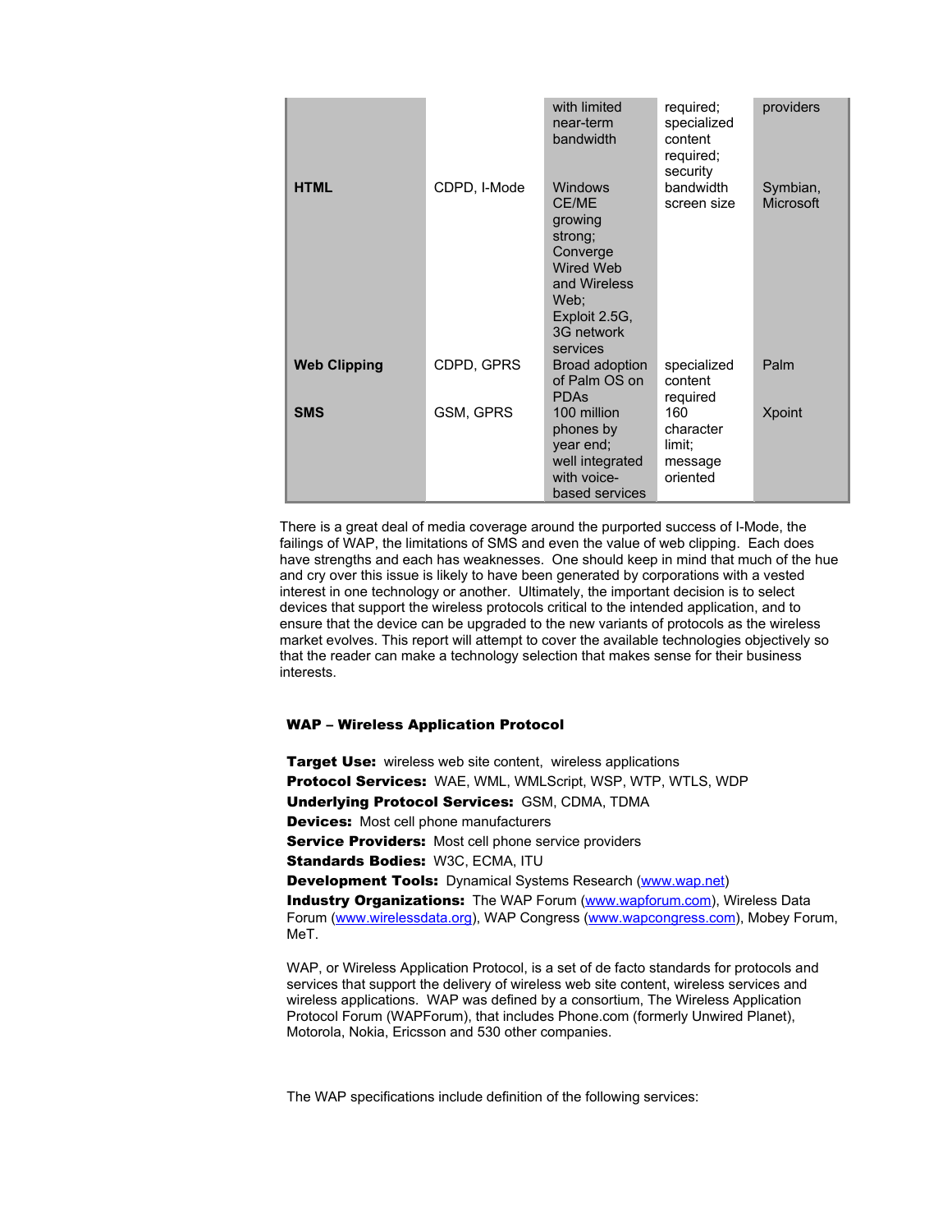| | | | | |
|---|---|---|---|---|
| | | with limited near-term bandwidth | required; specialized content required; security | providers |
| **HTML** | CDPD, I-Mode | Windows CE/ME growing strong; Converge Wired Web and Wireless Web; Exploit 2.5G, 3G network services | bandwidth screen size | Symbian, Microsoft |
| **Web Clipping** | CDPD, GPRS | Broad adoption of Palm OS on PDAs | specialized content required | Palm |
| **SMS** | GSM, GPRS | 100 million phones by year end; well integrated with voice-based services | 160 character limit; message oriented | Xpoint |

There is a great deal of media coverage around the purported success of I-Mode, the failings of WAP, the limitations of SMS and even the value of web clipping. Each does have strengths and each has weaknesses. One should keep in mind that much of the hue and cry over this issue is likely to have been generated by corporations with a vested interest in one technology or another. Ultimately, the important decision is to select devices that support the wireless protocols critical to the intended application, and to ensure that the device can be upgraded to the new variants of protocols as the wireless market evolves. This report will attempt to cover the available technologies objectively so that the reader can make a technology selection that makes sense for their business interests.

## WAP – Wireless Application Protocol

**Target Use:** wireless web site content, wireless applications
**Protocol Services:** WAE, WML, WMLScript, WSP, WTP, WTLS, WDP
**Underlying Protocol Services:** GSM, CDMA, TDMA
**Devices:** Most cell phone manufacturers
**Service Providers:** Most cell phone service providers
**Standards Bodies:** W3C, ECMA, ITU
**Development Tools:** Dynamical Systems Research (www.wap.net)
**Industry Organizations:** The WAP Forum (www.wapforum.com), Wireless Data Forum (www.wirelessdata.org), WAP Congress (www.wapcongress.com), Mobey Forum, MeT.

WAP, or Wireless Application Protocol, is a set of de facto standards for protocols and services that support the delivery of wireless web site content, wireless services and wireless applications. WAP was defined by a consortium, The Wireless Application Protocol Forum (WAPForum), that includes Phone.com (formerly Unwired Planet), Motorola, Nokia, Ericsson and 530 other companies.

The WAP specifications include definition of the following services: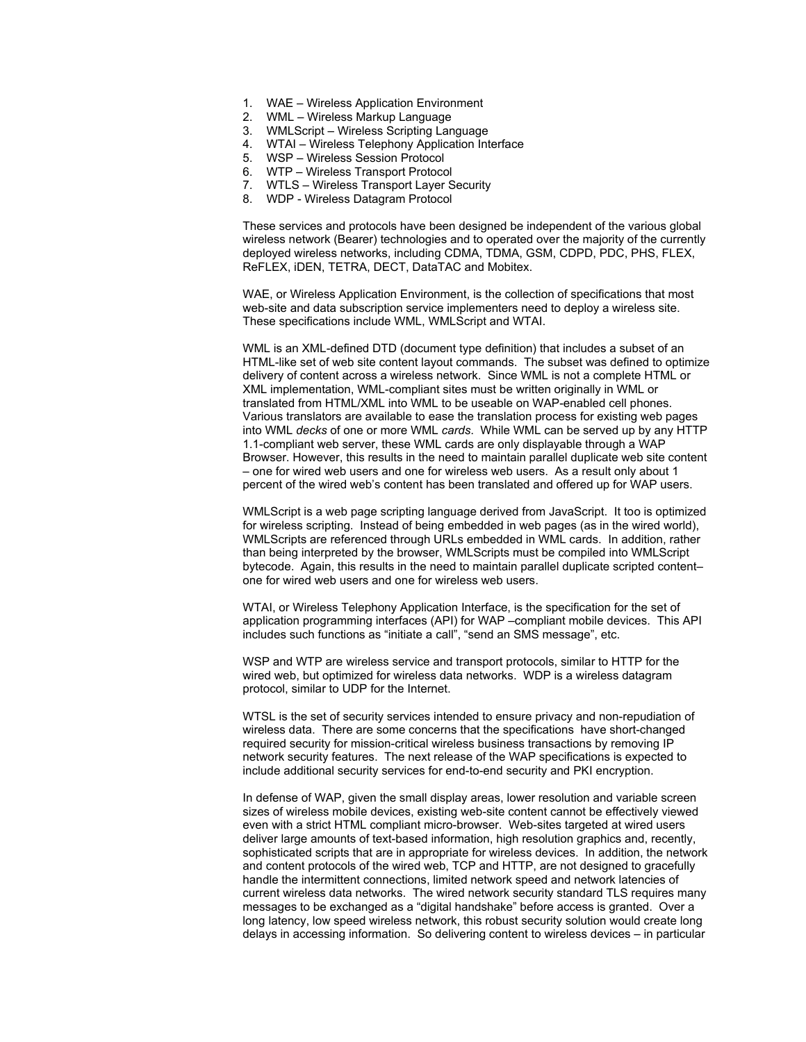1. WAE – Wireless Application Environment
2. WML – Wireless Markup Language
3. WMLScript – Wireless Scripting Language
4. WTAI – Wireless Telephony Application Interface
5. WSP – Wireless Session Protocol
6. WTP – Wireless Transport Protocol
7. WTLS – Wireless Transport Layer Security
8. WDP - Wireless Datagram Protocol

These services and protocols have been designed be independent of the various global wireless network (Bearer) technologies and to operated over the majority of the currently deployed wireless networks, including CDMA, TDMA, GSM, CDPD, PDC, PHS, FLEX, ReFLEX, iDEN, TETRA, DECT, DataTAC and Mobitex.

WAE, or Wireless Application Environment, is the collection of specifications that most web-site and data subscription service implementers need to deploy a wireless site. These specifications include WML, WMLScript and WTAI.

WML is an XML-defined DTD (document type definition) that includes a subset of an HTML-like set of web site content layout commands. The subset was defined to optimize delivery of content across a wireless network. Since WML is not a complete HTML or XML implementation, WML-compliant sites must be written originally in WML or translated from HTML/XML into WML to be useable on WAP-enabled cell phones. Various translators are available to ease the translation process for existing web pages into WML *decks* of one or more WML *cards*. While WML can be served up by any HTTP 1.1-compliant web server, these WML cards are only displayable through a WAP Browser. However, this results in the need to maintain parallel duplicate web site content – one for wired web users and one for wireless web users. As a result only about 1 percent of the wired web's content has been translated and offered up for WAP users.

WMLScript is a web page scripting language derived from JavaScript. It too is optimized for wireless scripting. Instead of being embedded in web pages (as in the wired world), WMLScripts are referenced through URLs embedded in WML cards. In addition, rather than being interpreted by the browser, WMLScripts must be compiled into WMLScript bytecode. Again, this results in the need to maintain parallel duplicate scripted content– one for wired web users and one for wireless web users.

WTAI, or Wireless Telephony Application Interface, is the specification for the set of application programming interfaces (API) for WAP –compliant mobile devices. This API includes such functions as "initiate a call", "send an SMS message", etc.

WSP and WTP are wireless service and transport protocols, similar to HTTP for the wired web, but optimized for wireless data networks. WDP is a wireless datagram protocol, similar to UDP for the Internet.

WTSL is the set of security services intended to ensure privacy and non-repudiation of wireless data. There are some concerns that the specifications have short-changed required security for mission-critical wireless business transactions by removing IP network security features. The next release of the WAP specifications is expected to include additional security services for end-to-end security and PKI encryption.

In defense of WAP, given the small display areas, lower resolution and variable screen sizes of wireless mobile devices, existing web-site content cannot be effectively viewed even with a strict HTML compliant micro-browser. Web-sites targeted at wired users deliver large amounts of text-based information, high resolution graphics and, recently, sophisticated scripts that are in appropriate for wireless devices. In addition, the network and content protocols of the wired web, TCP and HTTP, are not designed to gracefully handle the intermittent connections, limited network speed and network latencies of current wireless data networks. The wired network security standard TLS requires many messages to be exchanged as a "digital handshake" before access is granted. Over a long latency, low speed wireless network, this robust security solution would create long delays in accessing information. So delivering content to wireless devices – in particular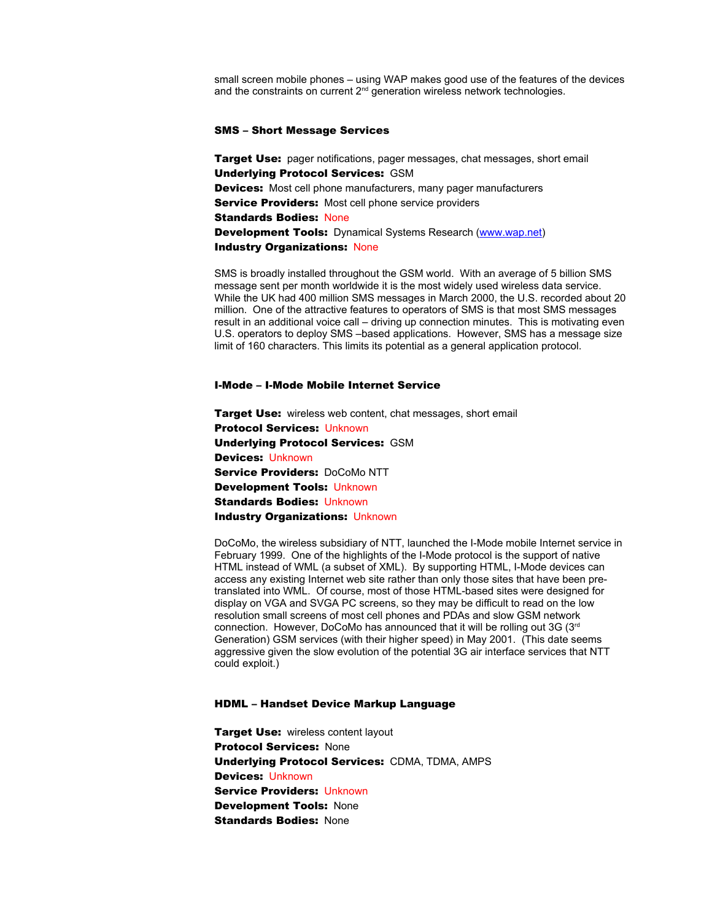small screen mobile phones – using WAP makes good use of the features of the devices and the constraints on current 2nd generation wireless network technologies.

### SMS – Short Message Services

**Target Use:** pager notifications, pager messages, chat messages, short email
**Underlying Protocol Services:** GSM
**Devices:** Most cell phone manufacturers, many pager manufacturers
**Service Providers:** Most cell phone service providers
**Standards Bodies:** None
**Development Tools:** Dynamical Systems Research (www.wap.net)
**Industry Organizations:** None

SMS is broadly installed throughout the GSM world. With an average of 5 billion SMS message sent per month worldwide it is the most widely used wireless data service. While the UK had 400 million SMS messages in March 2000, the U.S. recorded about 20 million. One of the attractive features to operators of SMS is that most SMS messages result in an additional voice call – driving up connection minutes. This is motivating even U.S. operators to deploy SMS –based applications. However, SMS has a message size limit of 160 characters. This limits its potential as a general application protocol.

### I-Mode – I-Mode Mobile Internet Service

**Target Use:** wireless web content, chat messages, short email
**Protocol Services:** Unknown
**Underlying Protocol Services:** GSM
**Devices:** Unknown
**Service Providers:** DoCoMo NTT
**Development Tools:** Unknown
**Standards Bodies:** Unknown
**Industry Organizations:** Unknown

DoCoMo, the wireless subsidiary of NTT, launched the I-Mode mobile Internet service in February 1999. One of the highlights of the I-Mode protocol is the support of native HTML instead of WML (a subset of XML). By supporting HTML, I-Mode devices can access any existing Internet web site rather than only those sites that have been pre-translated into WML. Of course, most of those HTML-based sites were designed for display on VGA and SVGA PC screens, so they may be difficult to read on the low resolution small screens of most cell phones and PDAs and slow GSM network connection. However, DoCoMo has announced that it will be rolling out 3G (3rd Generation) GSM services (with their higher speed) in May 2001. (This date seems aggressive given the slow evolution of the potential 3G air interface services that NTT could exploit.)

### HDML – Handset Device Markup Language

**Target Use:** wireless content layout
**Protocol Services:** None
**Underlying Protocol Services:** CDMA, TDMA, AMPS
**Devices:** Unknown
**Service Providers:** Unknown
**Development Tools:** None
**Standards Bodies:** None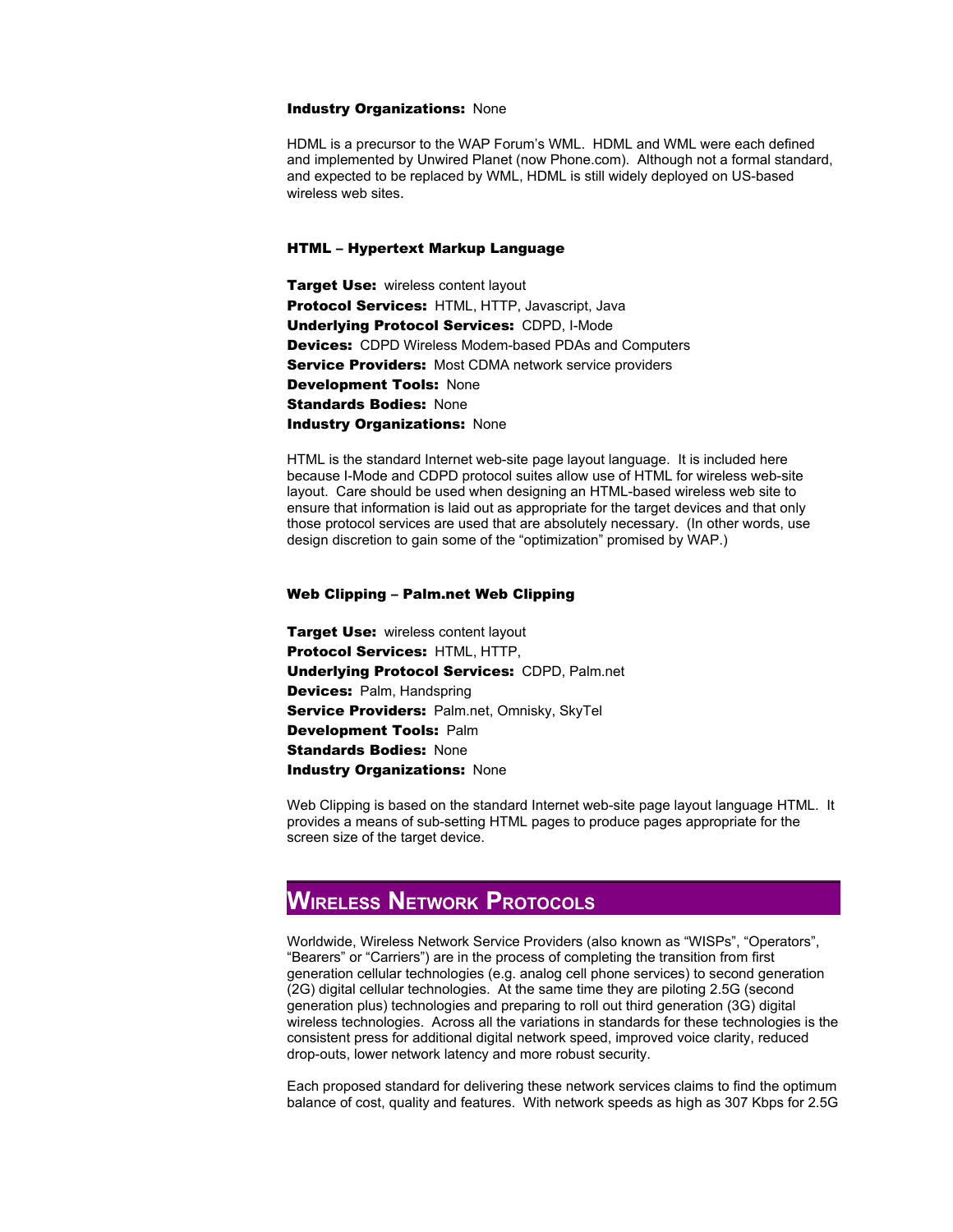**Industry Organizations:** None

HDML is a precursor to the WAP Forum's WML. HDML and WML were each defined and implemented by Unwired Planet (now Phone.com). Although not a formal standard, and expected to be replaced by WML, HDML is still widely deployed on US-based wireless web sites.

### HTML – Hypertext Markup Language

**Target Use:** wireless content layout
**Protocol Services:** HTML, HTTP, Javascript, Java
**Underlying Protocol Services:** CDPD, I-Mode
**Devices:** CDPD Wireless Modem-based PDAs and Computers
**Service Providers:** Most CDMA network service providers
**Development Tools:** None
**Standards Bodies:** None
**Industry Organizations:** None

HTML is the standard Internet web-site page layout language. It is included here because I-Mode and CDPD protocol suites allow use of HTML for wireless web-site layout. Care should be used when designing an HTML-based wireless web site to ensure that information is laid out as appropriate for the target devices and that only those protocol services are used that are absolutely necessary. (In other words, use design discretion to gain some of the "optimization" promised by WAP.)

### Web Clipping – Palm.net Web Clipping

**Target Use:** wireless content layout
**Protocol Services:** HTML, HTTP,
**Underlying Protocol Services:** CDPD, Palm.net
**Devices:** Palm, Handspring
**Service Providers:** Palm.net, Omnisky, SkyTel
**Development Tools:** Palm
**Standards Bodies:** None
**Industry Organizations:** None

Web Clipping is based on the standard Internet web-site page layout language HTML. It provides a means of sub-setting HTML pages to produce pages appropriate for the screen size of the target device.

## Wireless Network Protocols

Worldwide, Wireless Network Service Providers (also known as "WISPs", "Operators", "Bearers" or "Carriers") are in the process of completing the transition from first generation cellular technologies (e.g. analog cell phone services) to second generation (2G) digital cellular technologies. At the same time they are piloting 2.5G (second generation plus) technologies and preparing to roll out third generation (3G) digital wireless technologies. Across all the variations in standards for these technologies is the consistent press for additional digital network speed, improved voice clarity, reduced drop-outs, lower network latency and more robust security.

Each proposed standard for delivering these network services claims to find the optimum balance of cost, quality and features. With network speeds as high as 307 Kbps for 2.5G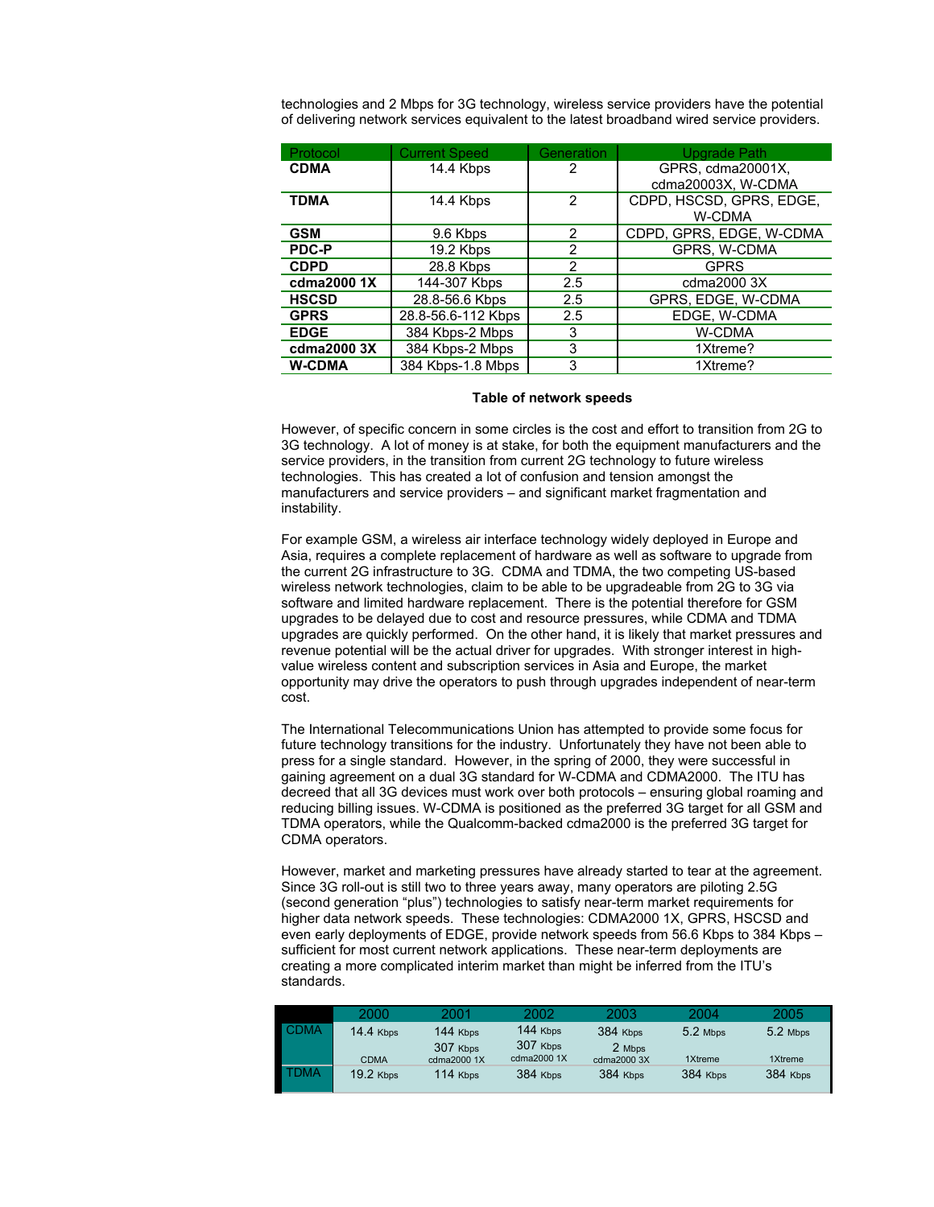technologies and 2 Mbps for 3G technology, wireless service providers have the potential of delivering network services equivalent to the latest broadband wired service providers.

| Protocol | Current Speed | Generation | Upgrade Path |
|---|---|---|---|
| **CDMA** | 14.4 Kbps | 2 | GPRS, cdma20001X, cdma20003X, W-CDMA |
| **TDMA** | 14.4 Kbps | 2 | CDPD, HSCSD, GPRS, EDGE, W-CDMA |
| **GSM** | 9.6 Kbps | 2 | CDPD, GPRS, EDGE, W-CDMA |
| **PDC-P** | 19.2 Kbps | 2 | GPRS, W-CDMA |
| **CDPD** | 28.8 Kbps | 2 | GPRS |
| **cdma2000 1X** | 144-307 Kbps | 2.5 | cdma2000 3X |
| **HSCSD** | 28.8-56.6 Kbps | 2.5 | GPRS, EDGE, W-CDMA |
| **GPRS** | 28.8-56.6-112 Kbps | 2.5 | EDGE, W-CDMA |
| **EDGE** | 384 Kbps-2 Mbps | 3 | W-CDMA |
| **cdma2000 3X** | 384 Kbps-2 Mbps | 3 | 1Xtreme? |
| **W-CDMA** | 384 Kbps-1.8 Mbps | 3 | 1Xtreme? |

**Table of network speeds**

However, of specific concern in some circles is the cost and effort to transition from 2G to 3G technology. A lot of money is at stake, for both the equipment manufacturers and the service providers, in the transition from current 2G technology to future wireless technologies. This has created a lot of confusion and tension amongst the manufacturers and service providers – and significant market fragmentation and instability.

For example GSM, a wireless air interface technology widely deployed in Europe and Asia, requires a complete replacement of hardware as well as software to upgrade from the current 2G infrastructure to 3G. CDMA and TDMA, the two competing US-based wireless network technologies, claim to be able to be upgradeable from 2G to 3G via software and limited hardware replacement. There is the potential therefore for GSM upgrades to be delayed due to cost and resource pressures, while CDMA and TDMA upgrades are quickly performed. On the other hand, it is likely that market pressures and revenue potential will be the actual driver for upgrades. With stronger interest in high-value wireless content and subscription services in Asia and Europe, the market opportunity may drive the operators to push through upgrades independent of near-term cost.

The International Telecommunications Union has attempted to provide some focus for future technology transitions for the industry. Unfortunately they have not been able to press for a single standard. However, in the spring of 2000, they were successful in gaining agreement on a dual 3G standard for W-CDMA and CDMA2000. The ITU has decreed that all 3G devices must work over both protocols – ensuring global roaming and reducing billing issues. W-CDMA is positioned as the preferred 3G target for all GSM and TDMA operators, while the Qualcomm-backed cdma2000 is the preferred 3G target for CDMA operators.

However, market and marketing pressures have already started to tear at the agreement. Since 3G roll-out is still two to three years away, many operators are piloting 2.5G (second generation "plus") technologies to satisfy near-term market requirements for higher data network speeds. These technologies: CDMA2000 1X, GPRS, HSCSD and even early deployments of EDGE, provide network speeds from 56.6 Kbps to 384 Kbps – sufficient for most current network applications. These near-term deployments are creating a more complicated interim market than might be inferred from the ITU's standards.

| | 2000 | 2001 | 2002 | 2003 | 2004 | 2005 |
|---|---|---|---|---|---|---|
| CDMA | 14.4 Kbps CDMA | 144 Kbps 307 Kbps cdma2000 1X | 144 Kbps 307 Kbps cdma2000 1X | 384 Kbps 2 Mbps cdma2000 3X | 5.2 Mbps 1Xtreme | 5.2 Mbps 1Xtreme |
| TDMA | 19.2 Kbps | 114 Kbps | 384 Kbps | 384 Kbps | 384 Kbps | 384 Kbps |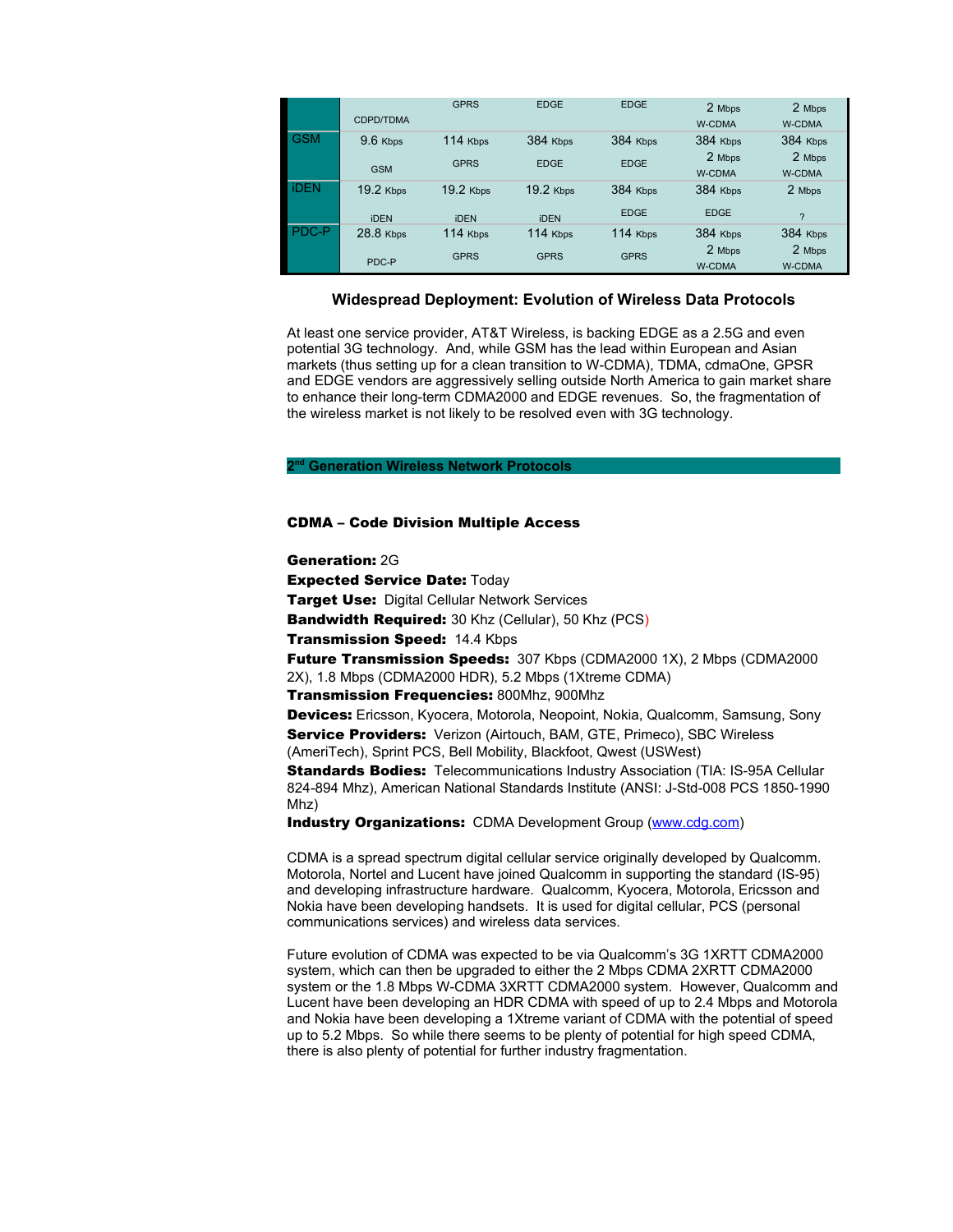|  |  |  |  |  |  |  |
|---|---|---|---|---|---|---|
|  | CDPD/TDMA | GPRS | EDGE | EDGE | 2 Mbps W-CDMA | 2 Mbps W-CDMA |
| GSM | 9.6 Kbps GSM | 114 Kbps GPRS | 384 Kbps EDGE | 384 Kbps EDGE | 384 Kbps 2 Mbps W-CDMA | 384 Kbps 2 Mbps W-CDMA |
| iDEN | 19.2 Kbps iDEN | 19.2 Kbps iDEN | 19.2 Kbps iDEN | 384 Kbps EDGE | 384 Kbps EDGE | 2 Mbps ? |
| PDC-P | 28.8 Kbps PDC-P | 114 Kbps GPRS | 114 Kbps GPRS | 114 Kbps GPRS | 384 Kbps 2 Mbps W-CDMA | 384 Kbps 2 Mbps W-CDMA |

**Widespread Deployment: Evolution of Wireless Data Protocols**

At least one service provider, AT&T Wireless, is backing EDGE as a 2.5G and even potential 3G technology. And, while GSM has the lead within European and Asian markets (thus setting up for a clean transition to W-CDMA), TDMA, cdmaOne, GPSR and EDGE vendors are aggressively selling outside North America to gain market share to enhance their long-term CDMA2000 and EDGE revenues. So, the fragmentation of the wireless market is not likely to be resolved even with 3G technology.

## 2nd Generation Wireless Network Protocols

### CDMA – Code Division Multiple Access

**Generation:** 2G
**Expected Service Date:** Today
**Target Use:** Digital Cellular Network Services
**Bandwidth Required:** 30 Khz (Cellular), 50 Khz (PCS)
**Transmission Speed:** 14.4 Kbps
**Future Transmission Speeds:** 307 Kbps (CDMA2000 1X), 2 Mbps (CDMA2000 2X), 1.8 Mbps (CDMA2000 HDR), 5.2 Mbps (1Xtreme CDMA)
**Transmission Frequencies:** 800Mhz, 900Mhz
**Devices:** Ericsson, Kyocera, Motorola, Neopoint, Nokia, Qualcomm, Samsung, Sony
**Service Providers:** Verizon (Airtouch, BAM, GTE, Primeco), SBC Wireless (AmeriTech), Sprint PCS, Bell Mobility, Blackfoot, Qwest (USWest)
**Standards Bodies:** Telecommunications Industry Association (TIA: IS-95A Cellular 824-894 Mhz), American National Standards Institute (ANSI: J-Std-008 PCS 1850-1990 Mhz)
**Industry Organizations:** CDMA Development Group (www.cdg.com)

CDMA is a spread spectrum digital cellular service originally developed by Qualcomm. Motorola, Nortel and Lucent have joined Qualcomm in supporting the standard (IS-95) and developing infrastructure hardware. Qualcomm, Kyocera, Motorola, Ericsson and Nokia have been developing handsets. It is used for digital cellular, PCS (personal communications services) and wireless data services.

Future evolution of CDMA was expected to be via Qualcomm's 3G 1XRTT CDMA2000 system, which can then be upgraded to either the 2 Mbps CDMA 2XRTT CDMA2000 system or the 1.8 Mbps W-CDMA 3XRTT CDMA2000 system. However, Qualcomm and Lucent have been developing an HDR CDMA with speed of up to 2.4 Mbps and Motorola and Nokia have been developing a 1Xtreme variant of CDMA with the potential of speed up to 5.2 Mbps. So while there seems to be plenty of potential for high speed CDMA, there is also plenty of potential for further industry fragmentation.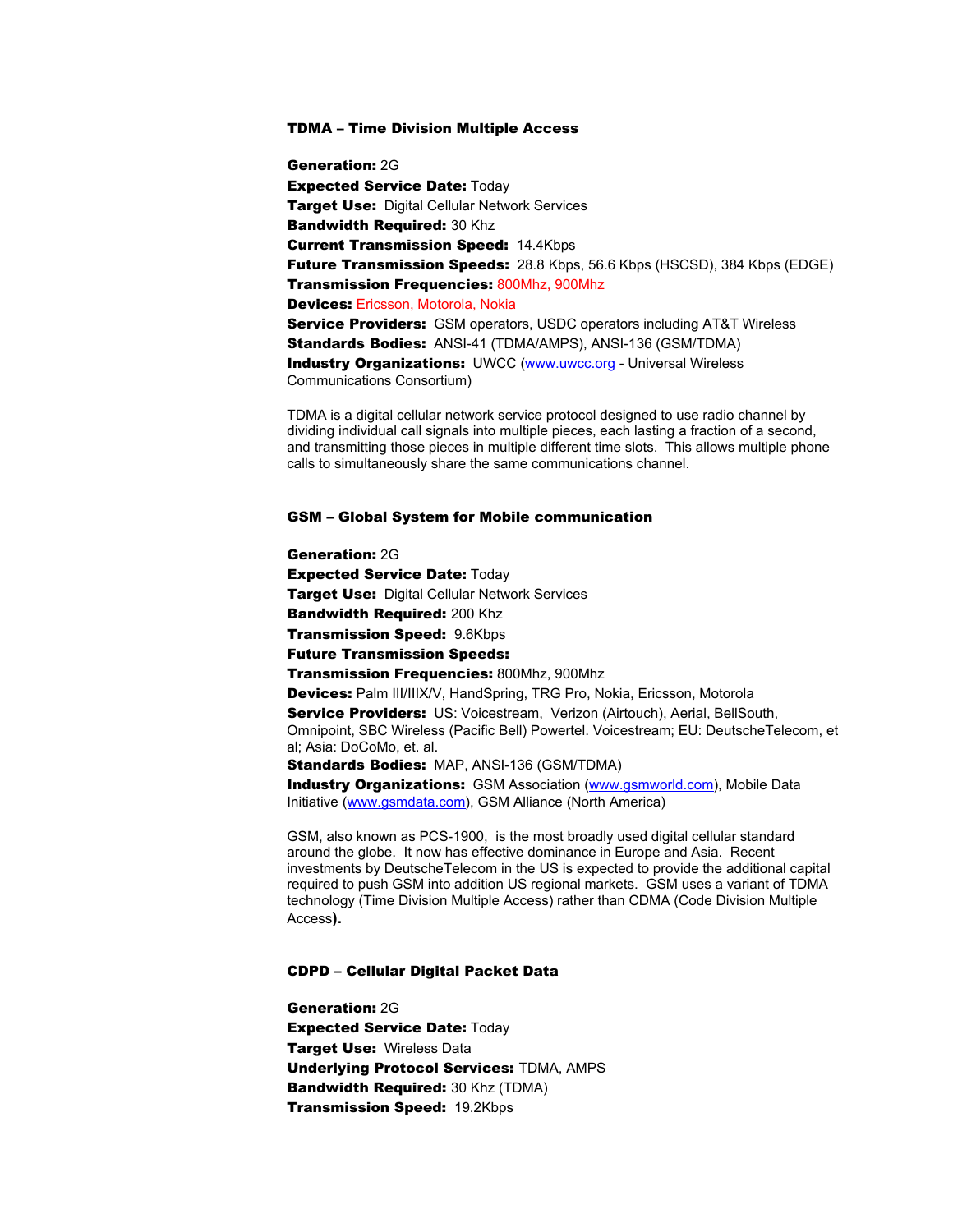### TDMA – Time Division Multiple Access

**Generation:** 2G
**Expected Service Date:** Today
**Target Use:** Digital Cellular Network Services
**Bandwidth Required:** 30 Khz
**Current Transmission Speed:** 14.4Kbps
**Future Transmission Speeds:** 28.8 Kbps, 56.6 Kbps (HSCSD), 384 Kbps (EDGE)
**Transmission Frequencies:** 800Mhz, 900Mhz
**Devices:** Ericsson, Motorola, Nokia
**Service Providers:** GSM operators, USDC operators including AT&T Wireless
**Standards Bodies:** ANSI-41 (TDMA/AMPS), ANSI-136 (GSM/TDMA)
**Industry Organizations:** UWCC (www.uwcc.org - Universal Wireless Communications Consortium)

TDMA is a digital cellular network service protocol designed to use radio channel by dividing individual call signals into multiple pieces, each lasting a fraction of a second, and transmitting those pieces in multiple different time slots. This allows multiple phone calls to simultaneously share the same communications channel.

### GSM – Global System for Mobile communication

**Generation:** 2G
**Expected Service Date:** Today
**Target Use:** Digital Cellular Network Services
**Bandwidth Required:** 200 Khz
**Transmission Speed:** 9.6Kbps
**Future Transmission Speeds:**
**Transmission Frequencies:** 800Mhz, 900Mhz
**Devices:** Palm III/IIIX/V, HandSpring, TRG Pro, Nokia, Ericsson, Motorola
**Service Providers:** US: Voicestream, Verizon (Airtouch), Aerial, BellSouth, Omnipoint, SBC Wireless (Pacific Bell) Powertel. Voicestream; EU: DeutscheTelecom, et al; Asia: DoCoMo, et. al.
**Standards Bodies:** MAP, ANSI-136 (GSM/TDMA)
**Industry Organizations:** GSM Association (www.gsmworld.com), Mobile Data Initiative (www.gsmdata.com), GSM Alliance (North America)

GSM, also known as PCS-1900, is the most broadly used digital cellular standard around the globe. It now has effective dominance in Europe and Asia. Recent investments by DeutscheTelecom in the US is expected to provide the additional capital required to push GSM into addition US regional markets. GSM uses a variant of TDMA technology (Time Division Multiple Access) rather than CDMA (Code Division Multiple Access**)**.

### CDPD – Cellular Digital Packet Data

**Generation:** 2G
**Expected Service Date:** Today
**Target Use:** Wireless Data
**Underlying Protocol Services:** TDMA, AMPS
**Bandwidth Required:** 30 Khz (TDMA)
**Transmission Speed:** 19.2Kbps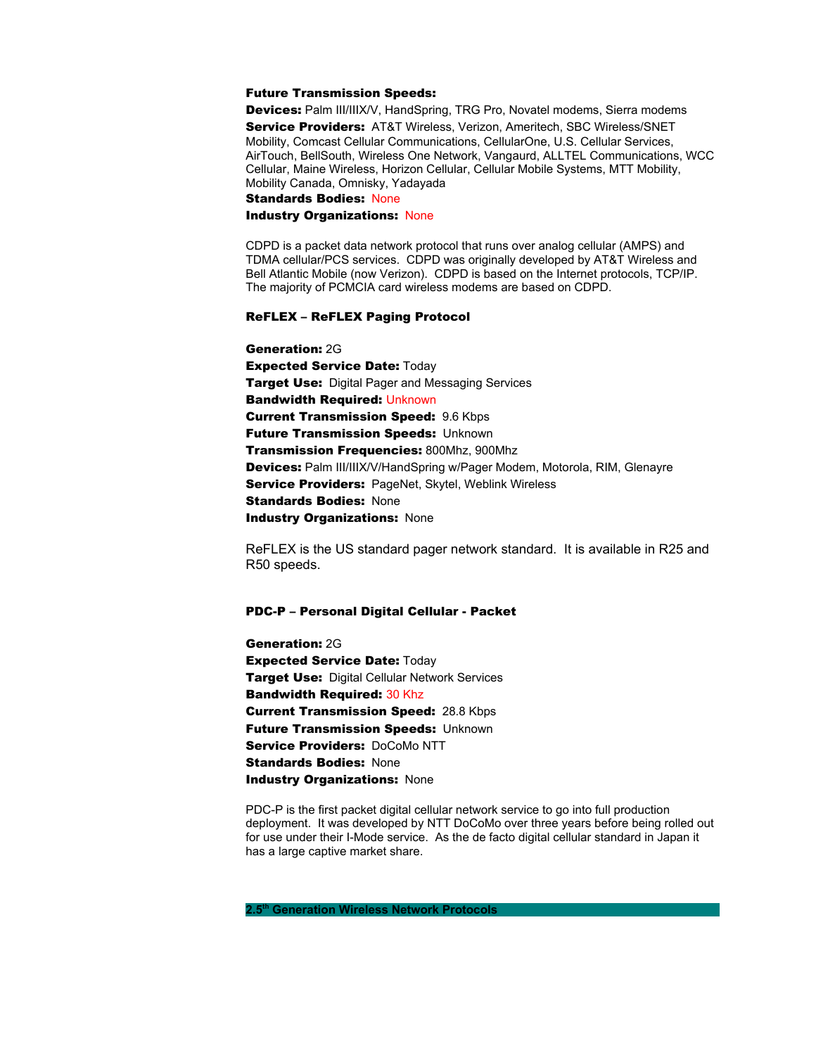**Future Transmission Speeds:**

**Devices:** Palm III/IIIX/V, HandSpring, TRG Pro, Novatel modems, Sierra modems

**Service Providers:** AT&T Wireless, Verizon, Ameritech, SBC Wireless/SNET Mobility, Comcast Cellular Communications, CellularOne, U.S. Cellular Services, AirTouch, BellSouth, Wireless One Network, Vangaurd, ALLTEL Communications, WCC Cellular, Maine Wireless, Horizon Cellular, Cellular Mobile Systems, MTT Mobility, Mobility Canada, Omnisky, Yadayada

**Standards Bodies:** None

**Industry Organizations:** None

CDPD is a packet data network protocol that runs over analog cellular (AMPS) and TDMA cellular/PCS services. CDPD was originally developed by AT&T Wireless and Bell Atlantic Mobile (now Verizon). CDPD is based on the Internet protocols, TCP/IP. The majority of PCMCIA card wireless modems are based on CDPD.

### ReFLEX – ReFLEX Paging Protocol

**Generation:** 2G
**Expected Service Date:** Today
**Target Use:** Digital Pager and Messaging Services
**Bandwidth Required:** Unknown
**Current Transmission Speed:** 9.6 Kbps
**Future Transmission Speeds:** Unknown
**Transmission Frequencies:** 800Mhz, 900Mhz
**Devices:** Palm III/IIIX/V/HandSpring w/Pager Modem, Motorola, RIM, Glenayre
**Service Providers:** PageNet, Skytel, Weblink Wireless
**Standards Bodies:** None
**Industry Organizations:** None

ReFLEX is the US standard pager network standard. It is available in R25 and R50 speeds.

### PDC-P – Personal Digital Cellular - Packet

**Generation:** 2G
**Expected Service Date:** Today
**Target Use:** Digital Cellular Network Services
**Bandwidth Required:** 30 Khz
**Current Transmission Speed:** 28.8 Kbps
**Future Transmission Speeds:** Unknown
**Service Providers:** DoCoMo NTT
**Standards Bodies:** None
**Industry Organizations:** None

PDC-P is the first packet digital cellular network service to go into full production deployment. It was developed by NTT DoCoMo over three years before being rolled out for use under their I-Mode service. As the de facto digital cellular standard in Japan it has a large captive market share.

## 2.5th Generation Wireless Network Protocols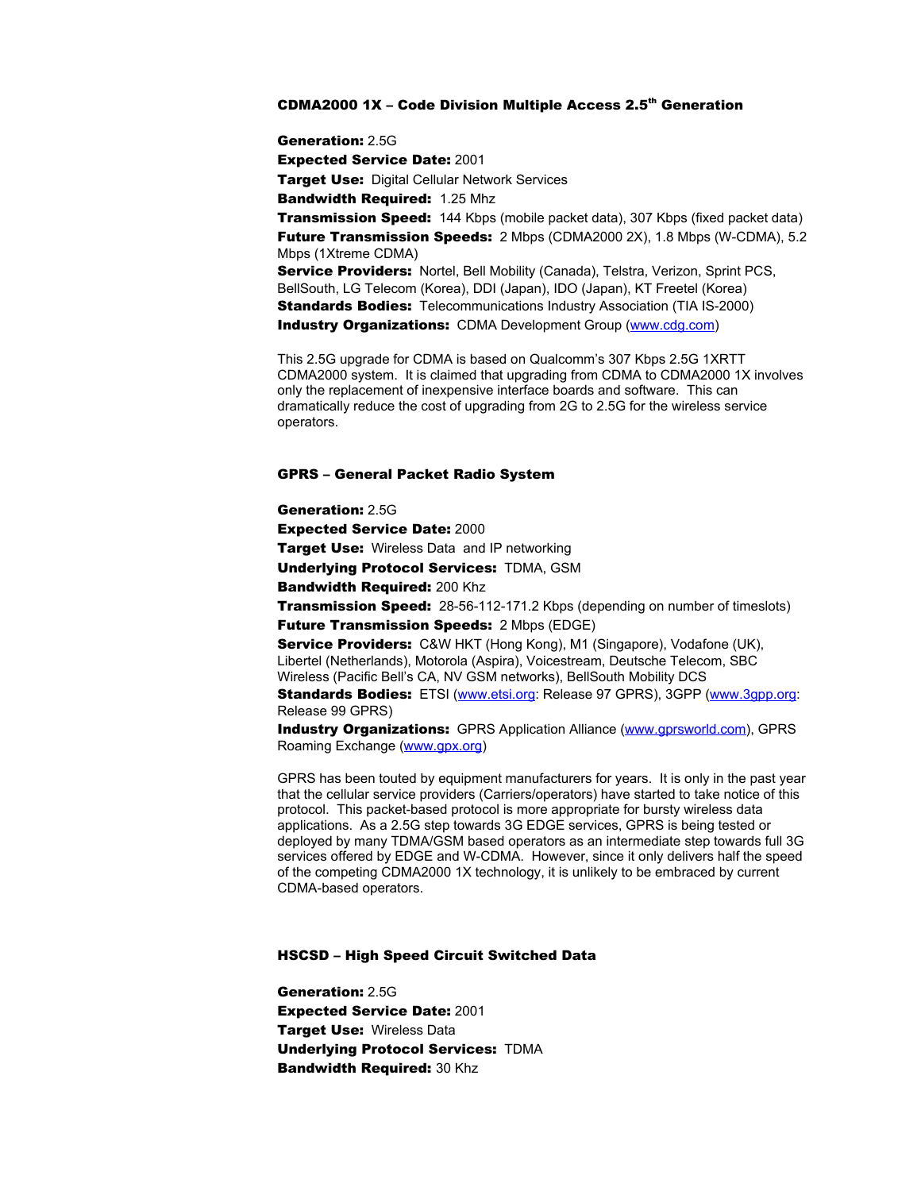### CDMA2000 1X – Code Division Multiple Access 2.5th Generation

**Generation:** 2.5G
**Expected Service Date:** 2001
**Target Use:** Digital Cellular Network Services
**Bandwidth Required:** 1.25 Mhz
**Transmission Speed:** 144 Kbps (mobile packet data), 307 Kbps (fixed packet data)
**Future Transmission Speeds:** 2 Mbps (CDMA2000 2X), 1.8 Mbps (W-CDMA), 5.2 Mbps (1Xtreme CDMA)
**Service Providers:** Nortel, Bell Mobility (Canada), Telstra, Verizon, Sprint PCS, BellSouth, LG Telecom (Korea), DDI (Japan), IDO (Japan), KT Freetel (Korea)
**Standards Bodies:** Telecommunications Industry Association (TIA IS-2000)
**Industry Organizations:** CDMA Development Group (www.cdg.com)

This 2.5G upgrade for CDMA is based on Qualcomm's 307 Kbps 2.5G 1XRTT CDMA2000 system. It is claimed that upgrading from CDMA to CDMA2000 1X involves only the replacement of inexpensive interface boards and software. This can dramatically reduce the cost of upgrading from 2G to 2.5G for the wireless service operators.

### GPRS – General Packet Radio System

**Generation:** 2.5G
**Expected Service Date:** 2000
**Target Use:** Wireless Data and IP networking
**Underlying Protocol Services:** TDMA, GSM
**Bandwidth Required:** 200 Khz
**Transmission Speed:** 28-56-112-171.2 Kbps (depending on number of timeslots)
**Future Transmission Speeds:** 2 Mbps (EDGE)
**Service Providers:** C&W HKT (Hong Kong), M1 (Singapore), Vodafone (UK), Libertel (Netherlands), Motorola (Aspira), Voicestream, Deutsche Telecom, SBC Wireless (Pacific Bell's CA, NV GSM networks), BellSouth Mobility DCS
**Standards Bodies:** ETSI (www.etsi.org: Release 97 GPRS), 3GPP (www.3gpp.org: Release 99 GPRS)
**Industry Organizations:** GPRS Application Alliance (www.gprsworld.com), GPRS Roaming Exchange (www.gpx.org)

GPRS has been touted by equipment manufacturers for years. It is only in the past year that the cellular service providers (Carriers/operators) have started to take notice of this protocol. This packet-based protocol is more appropriate for bursty wireless data applications. As a 2.5G step towards 3G EDGE services, GPRS is being tested or deployed by many TDMA/GSM based operators as an intermediate step towards full 3G services offered by EDGE and W-CDMA. However, since it only delivers half the speed of the competing CDMA2000 1X technology, it is unlikely to be embraced by current CDMA-based operators.

### HSCSD – High Speed Circuit Switched Data

**Generation:** 2.5G
**Expected Service Date:** 2001
**Target Use:** Wireless Data
**Underlying Protocol Services:** TDMA
**Bandwidth Required:** 30 Khz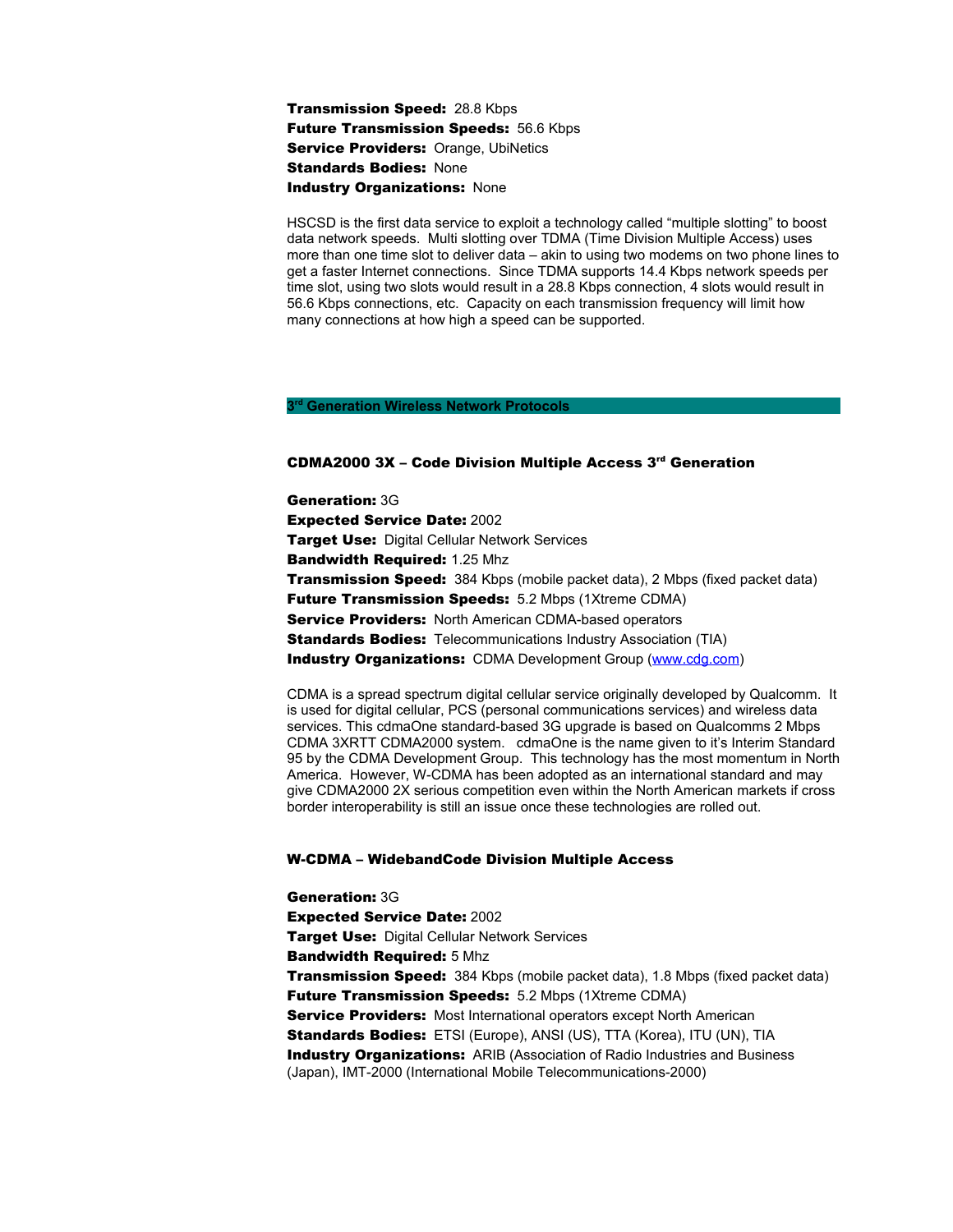**Transmission Speed:** 28.8 Kbps
**Future Transmission Speeds:** 56.6 Kbps
**Service Providers:** Orange, UbiNetics
**Standards Bodies:** None
**Industry Organizations:** None

HSCSD is the first data service to exploit a technology called "multiple slotting" to boost data network speeds. Multi slotting over TDMA (Time Division Multiple Access) uses more than one time slot to deliver data – akin to using two modems on two phone lines to get a faster Internet connections. Since TDMA supports 14.4 Kbps network speeds per time slot, using two slots would result in a 28.8 Kbps connection, 4 slots would result in 56.6 Kbps connections, etc. Capacity on each transmission frequency will limit how many connections at how high a speed can be supported.

## 3rd Generation Wireless Network Protocols

### CDMA2000 3X – Code Division Multiple Access 3rd Generation

**Generation:** 3G
**Expected Service Date:** 2002
**Target Use:** Digital Cellular Network Services
**Bandwidth Required:** 1.25 Mhz
**Transmission Speed:** 384 Kbps (mobile packet data), 2 Mbps (fixed packet data)
**Future Transmission Speeds:** 5.2 Mbps (1Xtreme CDMA)
**Service Providers:** North American CDMA-based operators
**Standards Bodies:** Telecommunications Industry Association (TIA)
**Industry Organizations:** CDMA Development Group (www.cdg.com)

CDMA is a spread spectrum digital cellular service originally developed by Qualcomm. It is used for digital cellular, PCS (personal communications services) and wireless data services. This cdmaOne standard-based 3G upgrade is based on Qualcomms 2 Mbps CDMA 3XRTT CDMA2000 system. cdmaOne is the name given to it's Interim Standard 95 by the CDMA Development Group. This technology has the most momentum in North America. However, W-CDMA has been adopted as an international standard and may give CDMA2000 2X serious competition even within the North American markets if cross border interoperability is still an issue once these technologies are rolled out.

### W-CDMA – WidebandCode Division Multiple Access

**Generation:** 3G
**Expected Service Date:** 2002
**Target Use:** Digital Cellular Network Services
**Bandwidth Required:** 5 Mhz
**Transmission Speed:** 384 Kbps (mobile packet data), 1.8 Mbps (fixed packet data)
**Future Transmission Speeds:** 5.2 Mbps (1Xtreme CDMA)
**Service Providers:** Most International operators except North American
**Standards Bodies:** ETSI (Europe), ANSI (US), TTA (Korea), ITU (UN), TIA
**Industry Organizations:** ARIB (Association of Radio Industries and Business (Japan), IMT-2000 (International Mobile Telecommunications-2000)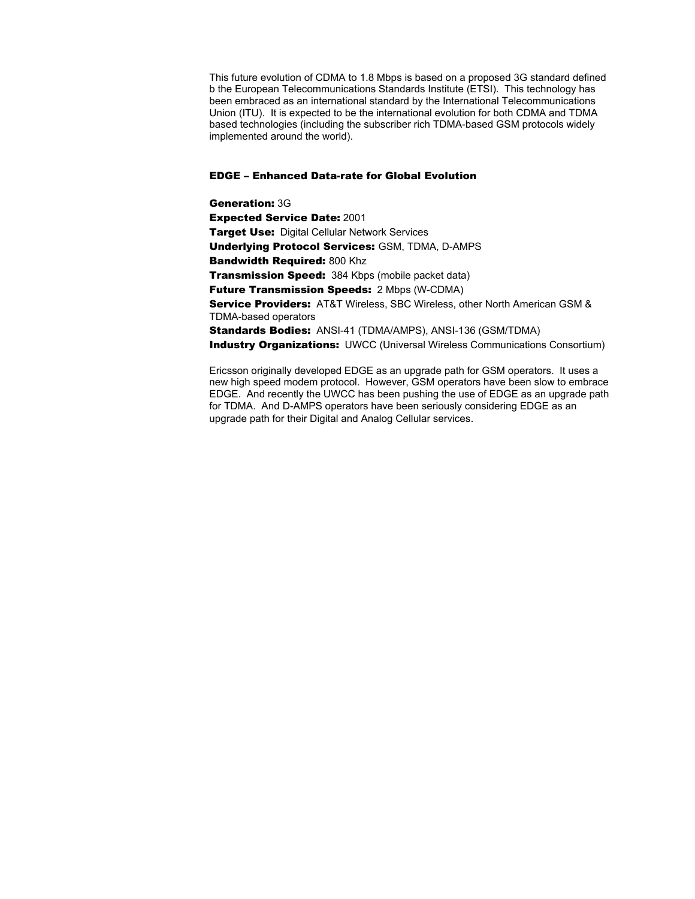This future evolution of CDMA to 1.8 Mbps is based on a proposed 3G standard defined b the European Telecommunications Standards Institute (ETSI). This technology has been embraced as an international standard by the International Telecommunications Union (ITU). It is expected to be the international evolution for both CDMA and TDMA based technologies (including the subscriber rich TDMA-based GSM protocols widely implemented around the world).

### EDGE – Enhanced Data-rate for Global Evolution

**Generation:** 3G
**Expected Service Date:** 2001
**Target Use:** Digital Cellular Network Services
**Underlying Protocol Services:** GSM, TDMA, D-AMPS
**Bandwidth Required:** 800 Khz
**Transmission Speed:** 384 Kbps (mobile packet data)
**Future Transmission Speeds:** 2 Mbps (W-CDMA)
**Service Providers:** AT&T Wireless, SBC Wireless, other North American GSM & TDMA-based operators
**Standards Bodies:** ANSI-41 (TDMA/AMPS), ANSI-136 (GSM/TDMA)
**Industry Organizations:** UWCC (Universal Wireless Communications Consortium)

Ericsson originally developed EDGE as an upgrade path for GSM operators. It uses a new high speed modem protocol. However, GSM operators have been slow to embrace EDGE. And recently the UWCC has been pushing the use of EDGE as an upgrade path for TDMA. And D-AMPS operators have been seriously considering EDGE as an upgrade path for their Digital and Analog Cellular services.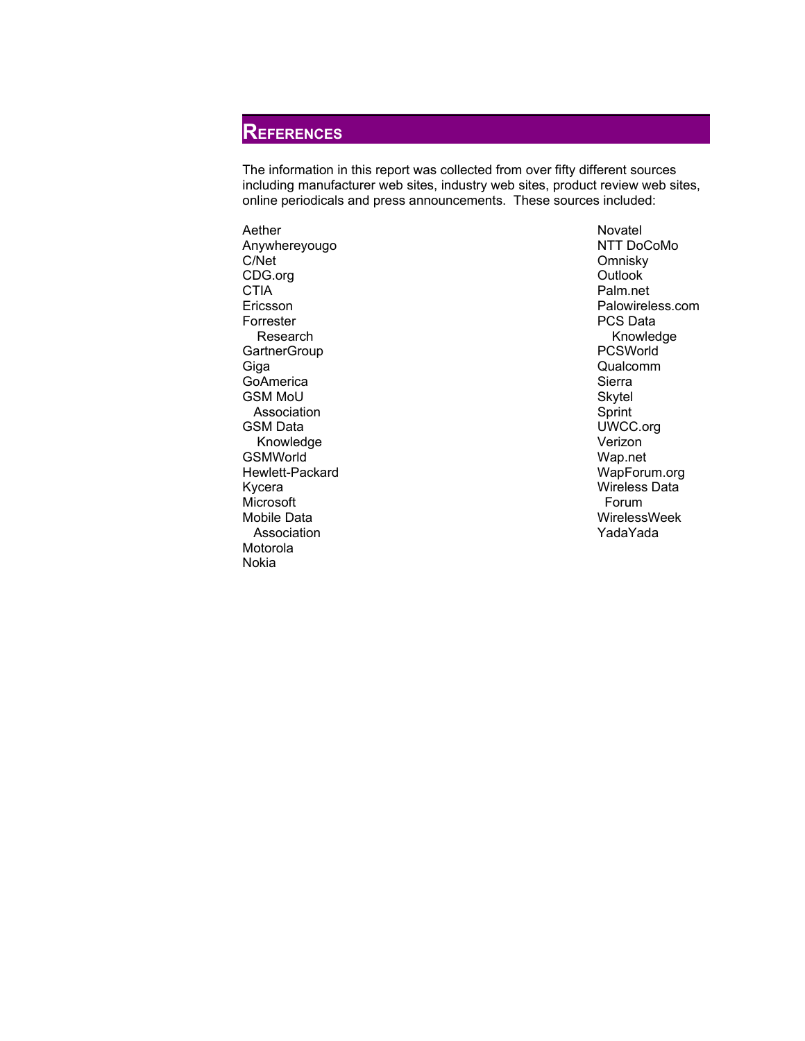# References

The information in this report was collected from over fifty different sources including manufacturer web sites, industry web sites, product review web sites, online periodicals and press announcements. These sources included:

- Aether
- Anywhereyougo
- C/Net
- CDG.org
- CTIA
- Ericsson
- Forrester Research
- GartnerGroup
- Giga
- GoAmerica
- GSM MoU Association
- GSM Data Knowledge
- GSMWorld
- Hewlett-Packard
- Kycera
- Microsoft
- Mobile Data Association
- Motorola
- Nokia
- Novatel
- NTT DoCoMo
- Omnisky
- Outlook
- Palm.net
- Palowireless.com
- PCS Data Knowledge
- PCSWorld
- Qualcomm
- Sierra
- Skytel
- Sprint
- UWCC.org
- Verizon
- Wap.net
- WapForum.org
- Wireless Data Forum
- WirelessWeek
- YadaYada